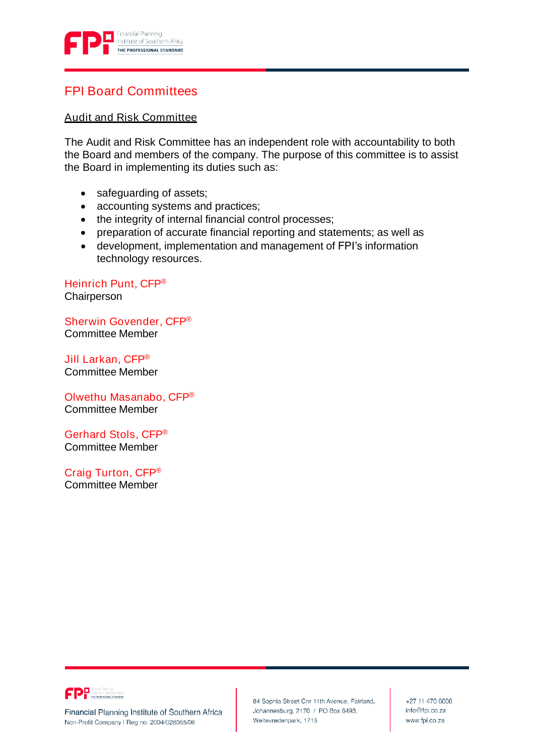# FPI Board Committees

## Audit and Risk Committee

The Audit and Risk Committee has an independent role with accountability to both the Board and members of the company. The purpose of this committee is to assist the Board in implementing its duties such as:

- safeguarding of assets;
- accounting systems and practices;
- the integrity of internal financial control processes;
- preparation of accurate financial reporting and statements; as well as
- development, implementation and management of FPI's information technology resources.

Heinrich Punt, CFP®
Chairperson

Sherwin Govender, CFP®
Committee Member

Jill Larkan, CFP®
Committee Member

Olwethu Masanabo, CFP®
Committee Member

Gerhard Stols, CFP®
Committee Member

Craig Turton, CFP®
Committee Member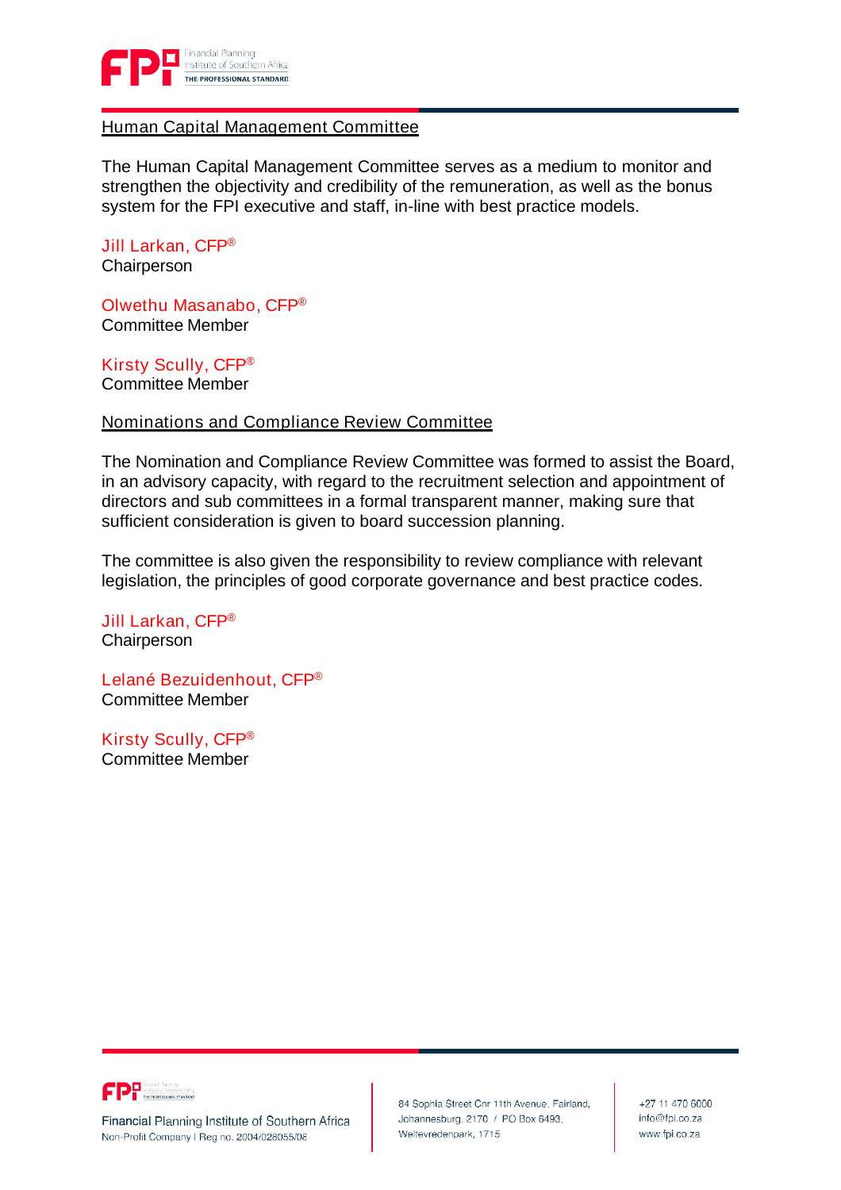## Human Capital Management Committee

The Human Capital Management Committee serves as a medium to monitor and strengthen the objectivity and credibility of the remuneration, as well as the bonus system for the FPI executive and staff, in-line with best practice models.

Jill Larkan, CFP®
Chairperson

Olwethu Masanabo, CFP®
Committee Member

Kirsty Scully, CFP®
Committee Member

## Nominations and Compliance Review Committee

The Nomination and Compliance Review Committee was formed to assist the Board, in an advisory capacity, with regard to the recruitment selection and appointment of directors and sub committees in a formal transparent manner, making sure that sufficient consideration is given to board succession planning.

The committee is also given the responsibility to review compliance with relevant legislation, the principles of good corporate governance and best practice codes.

Jill Larkan, CFP®
Chairperson

Lelané Bezuidenhout, CFP®
Committee Member

Kirsty Scully, CFP®
Committee Member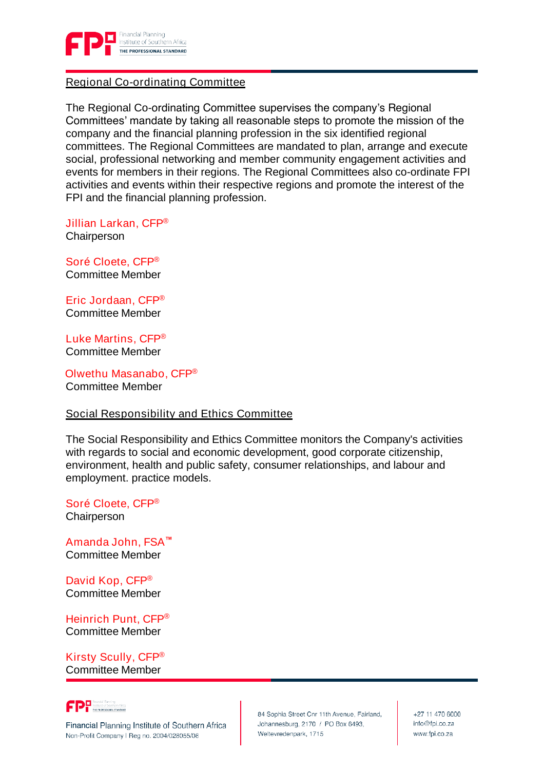## Regional Co-ordinating Committee

The Regional Co-ordinating Committee supervises the company's Regional Committees' mandate by taking all reasonable steps to promote the mission of the company and the financial planning profession in the six identified regional committees. The Regional Committees are mandated to plan, arrange and execute social, professional networking and member community engagement activities and events for members in their regions. The Regional Committees also co-ordinate FPI activities and events within their respective regions and promote the interest of the FPI and the financial planning profession.

Jillian Larkan, CFP®
Chairperson

Soré Cloete, CFP®
Committee Member

Eric Jordaan, CFP®
Committee Member

Luke Martins, CFP®
Committee Member

Olwethu Masanabo, CFP®
Committee Member

## Social Responsibility and Ethics Committee

The Social Responsibility and Ethics Committee monitors the Company's activities with regards to social and economic development, good corporate citizenship, environment, health and public safety, consumer relationships, and labour and employment. practice models.

Soré Cloete, CFP®
Chairperson

Amanda John, FSA™
Committee Member

David Kop, CFP®
Committee Member

Heinrich Punt, CFP®
Committee Member

Kirsty Scully, CFP®
Committee Member